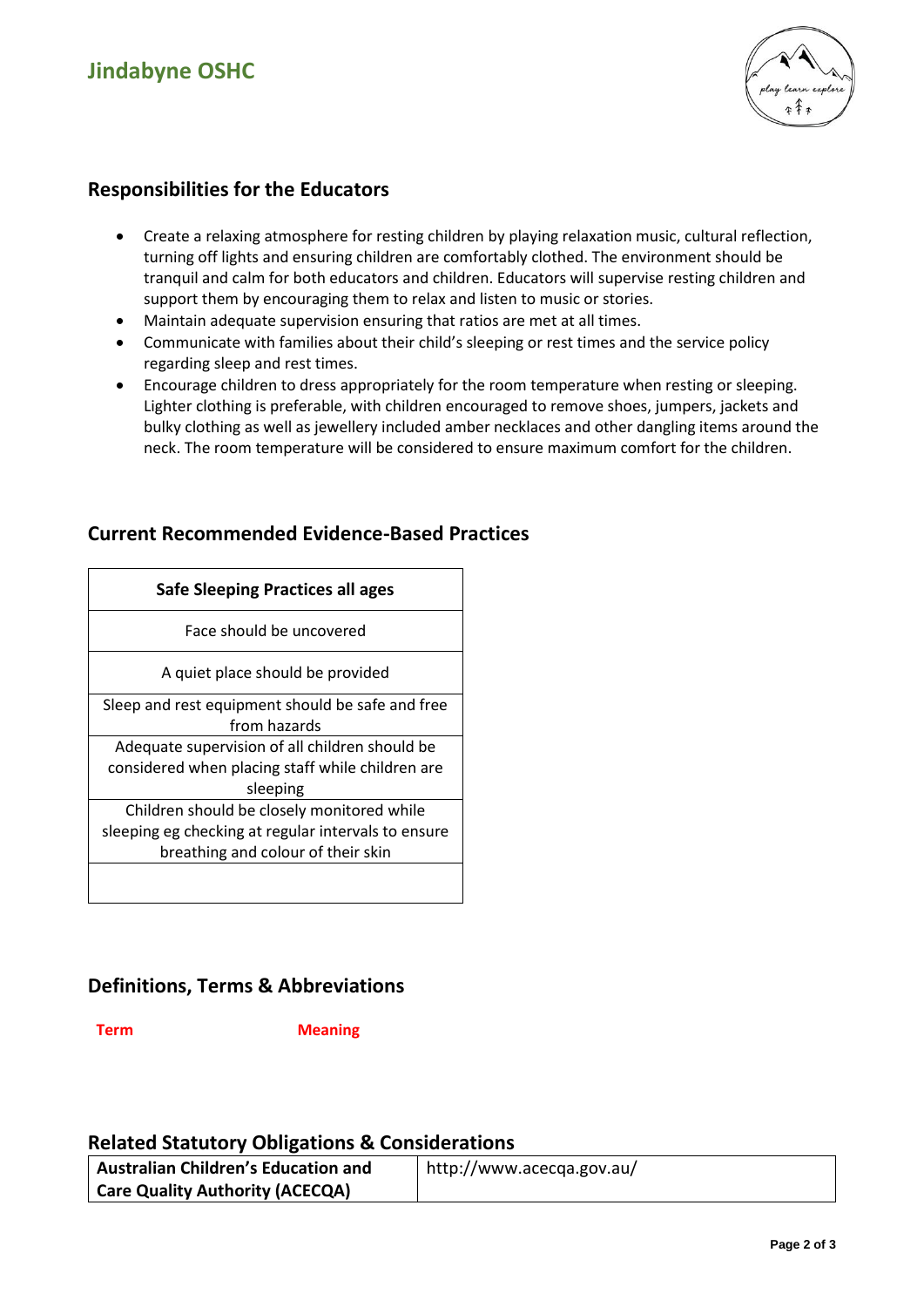## Responsibilities for the Educators

- Create a relaxing atmosphere for resting children by playing relaxation music, cultural reflection, turning off lights and ensuring children are comfortably clothed. The environment should be tranquil and calm for both educators and children. Educators will supervise resting children and support them by encouraging them to relax and listen to music or stories.
- Maintain adequate supervision ensuring that ratios are met at all times.
- Communicate with families about their child's sleeping or rest times and the service policy regarding sleep and rest times.
- Encourage children to dress appropriately for the room temperature when resting or sleeping. Lighter clothing is preferable, with children encouraged to remove shoes, jumpers, jackets and bulky clothing as well as jewellery included amber necklaces and other dangling items around the neck. The room temperature will be considered to ensure maximum comfort for the children.

## Current Recommended Evidence-Based Practices

| Safe Sleeping Practices all ages |
|---|
| Face should be uncovered |
| A quiet place should be provided |
| Sleep and rest equipment should be safe and free from hazards |
| Adequate supervision of all children should be considered when placing staff while children are sleeping |
| Children should be closely monitored while sleeping eg checking at regular intervals to ensure breathing and colour of their skin |
| |

## Definitions, Terms & Abbreviations

| Term | Meaning |
|---|---|

## Related Statutory Obligations & Considerations

| **Australian Children's Education and Care Quality Authority (ACECQA)** | http://www.acecqa.gov.au/ |
|---|---|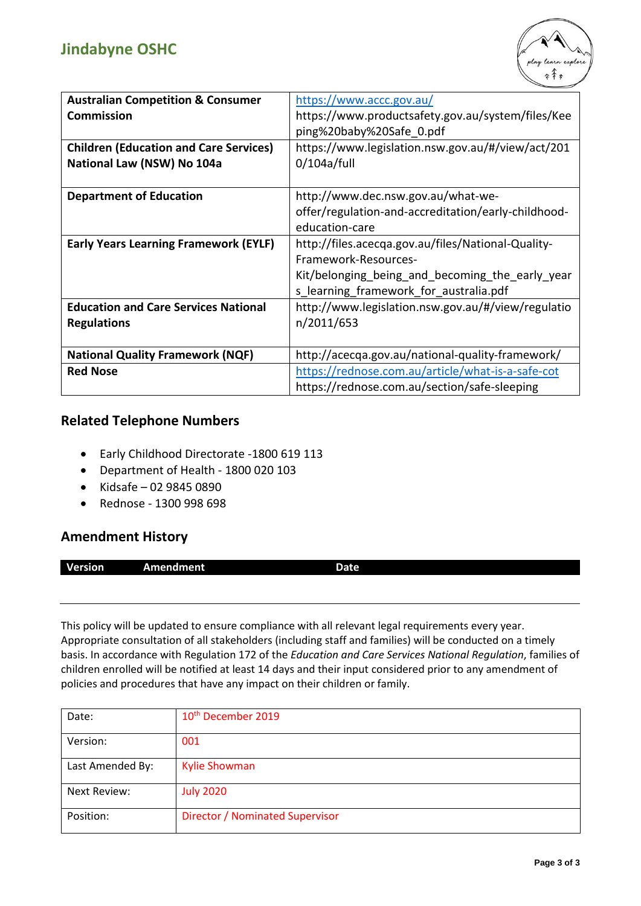| | |
|---|---|
| **Australian Competition & Consumer Commission** | https://www.accc.gov.au/ https://www.productsafety.gov.au/system/files/Keeping%20baby%20Safe_0.pdf |
| **Children (Education and Care Services) National Law (NSW) No 104a** | https://www.legislation.nsw.gov.au/#/view/act/2010/104a/full |
| **Department of Education** | http://www.dec.nsw.gov.au/what-we-offer/regulation-and-accreditation/early-childhood-education-care |
| **Early Years Learning Framework (EYLF)** | http://files.acecqa.gov.au/files/National-Quality-Framework-Resources-Kit/belonging_being_and_becoming_the_early_years_learning_framework_for_australia.pdf |
| **Education and Care Services National Regulations** | http://www.legislation.nsw.gov.au/#/view/regulation/2011/653 |
| **National Quality Framework (NQF)** | http://acecqa.gov.au/national-quality-framework/ |
| **Red Nose** | https://rednose.com.au/article/what-is-a-safe-cot https://rednose.com.au/section/safe-sleeping |

## Related Telephone Numbers

- Early Childhood Directorate -1800 619 113
- Department of Health - 1800 020 103
- Kidsafe – 02 9845 0890
- Rednose - 1300 998 698

## Amendment History

| Version | Amendment | Date |
|---|---|---|
| | | |

This policy will be updated to ensure compliance with all relevant legal requirements every year. Appropriate consultation of all stakeholders (including staff and families) will be conducted on a timely basis. In accordance with Regulation 172 of the *Education and Care Services National Regulation*, families of children enrolled will be notified at least 14 days and their input considered prior to any amendment of policies and procedures that have any impact on their children or family.

| | |
|---|---|
| Date: | 10th December 2019 |
| Version: | 001 |
| Last Amended By: | Kylie Showman |
| Next Review: | July 2020 |
| Position: | Director / Nominated Supervisor |